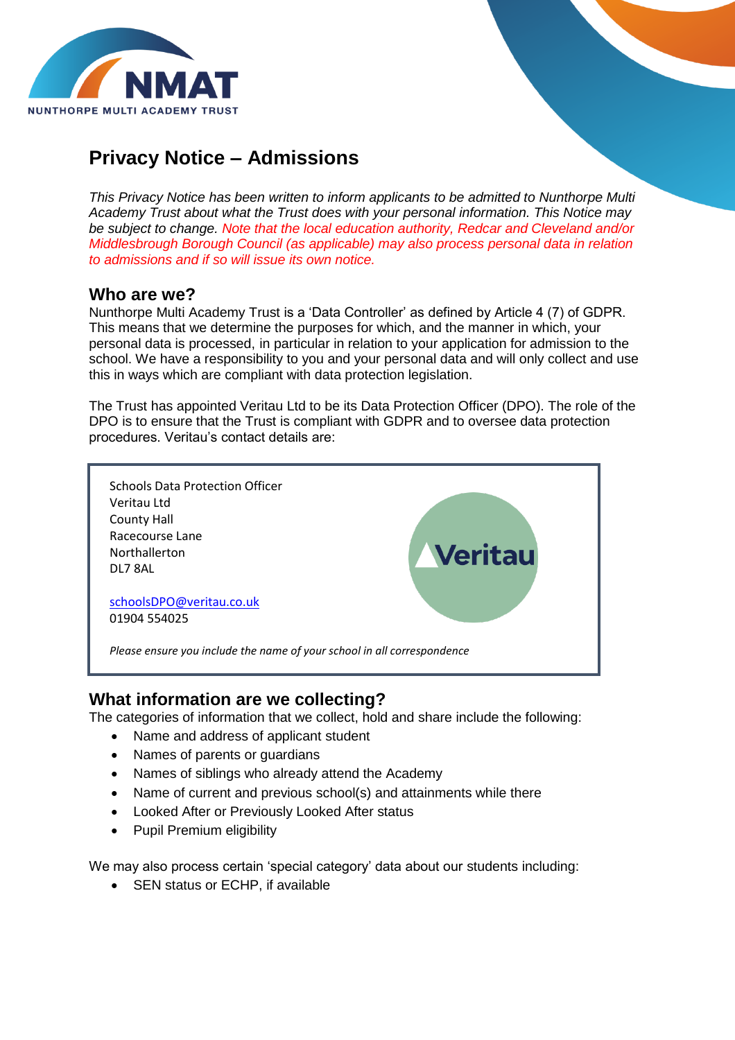# Privacy Notice – Admissions

*This Privacy Notice has been written to inform applicants to be admitted to Nunthorpe Multi Academy Trust about what the Trust does with your personal information. This Notice may be subject to change. Note that the local education authority, Redcar and Cleveland and/or Middlesbrough Borough Council (as applicable) may also process personal data in relation to admissions and if so will issue its own notice.*

## Who are we?

Nunthorpe Multi Academy Trust is a 'Data Controller' as defined by Article 4 (7) of GDPR. This means that we determine the purposes for which, and the manner in which, your personal data is processed, in particular in relation to your application for admission to the school. We have a responsibility to you and your personal data and will only collect and use this in ways which are compliant with data protection legislation.

The Trust has appointed Veritau Ltd to be its Data Protection Officer (DPO). The role of the DPO is to ensure that the Trust is compliant with GDPR and to oversee data protection procedures. Veritau's contact details are:

Schools Data Protection Officer
Veritau Ltd
County Hall
Racecourse Lane
Northallerton
DL7 8AL

schoolsDPO@veritau.co.uk
01904 554025

*Please ensure you include the name of your school in all correspondence*

## What information are we collecting?

The categories of information that we collect, hold and share include the following:

- Name and address of applicant student
- Names of parents or guardians
- Names of siblings who already attend the Academy
- Name of current and previous school(s) and attainments while there
- Looked After or Previously Looked After status
- Pupil Premium eligibility

We may also process certain 'special category' data about our students including:

- SEN status or ECHP, if available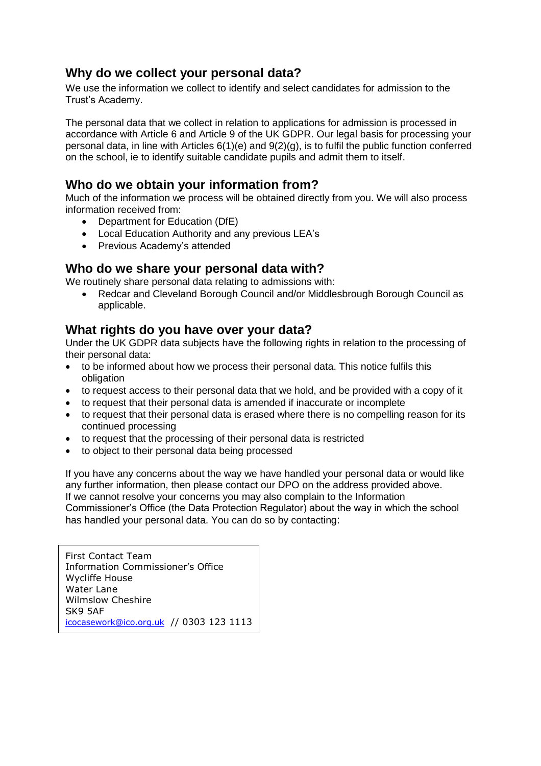## Why do we collect your personal data?

We use the information we collect to identify and select candidates for admission to the Trust's Academy.

The personal data that we collect in relation to applications for admission is processed in accordance with Article 6 and Article 9 of the UK GDPR. Our legal basis for processing your personal data, in line with Articles 6(1)(e) and 9(2)(g), is to fulfil the public function conferred on the school, ie to identify suitable candidate pupils and admit them to itself.

## Who do we obtain your information from?

Much of the information we process will be obtained directly from you. We will also process information received from:

- Department for Education (DfE)
- Local Education Authority and any previous LEA's
- Previous Academy's attended

## Who do we share your personal data with?

We routinely share personal data relating to admissions with:

- Redcar and Cleveland Borough Council and/or Middlesbrough Borough Council as applicable.

## What rights do you have over your data?

Under the UK GDPR data subjects have the following rights in relation to the processing of their personal data:

- to be informed about how we process their personal data. This notice fulfils this obligation
- to request access to their personal data that we hold, and be provided with a copy of it
- to request that their personal data is amended if inaccurate or incomplete
- to request that their personal data is erased where there is no compelling reason for its continued processing
- to request that the processing of their personal data is restricted
- to object to their personal data being processed

If you have any concerns about the way we have handled your personal data or would like any further information, then please contact our DPO on the address provided above.
If we cannot resolve your concerns you may also complain to the Information Commissioner's Office (the Data Protection Regulator) about the way in which the school has handled your personal data. You can do so by contacting:

First Contact Team
Information Commissioner's Office
Wycliffe House
Water Lane
Wilmslow Cheshire
SK9 5AF
icocasework@ico.org.uk // 0303 123 1113